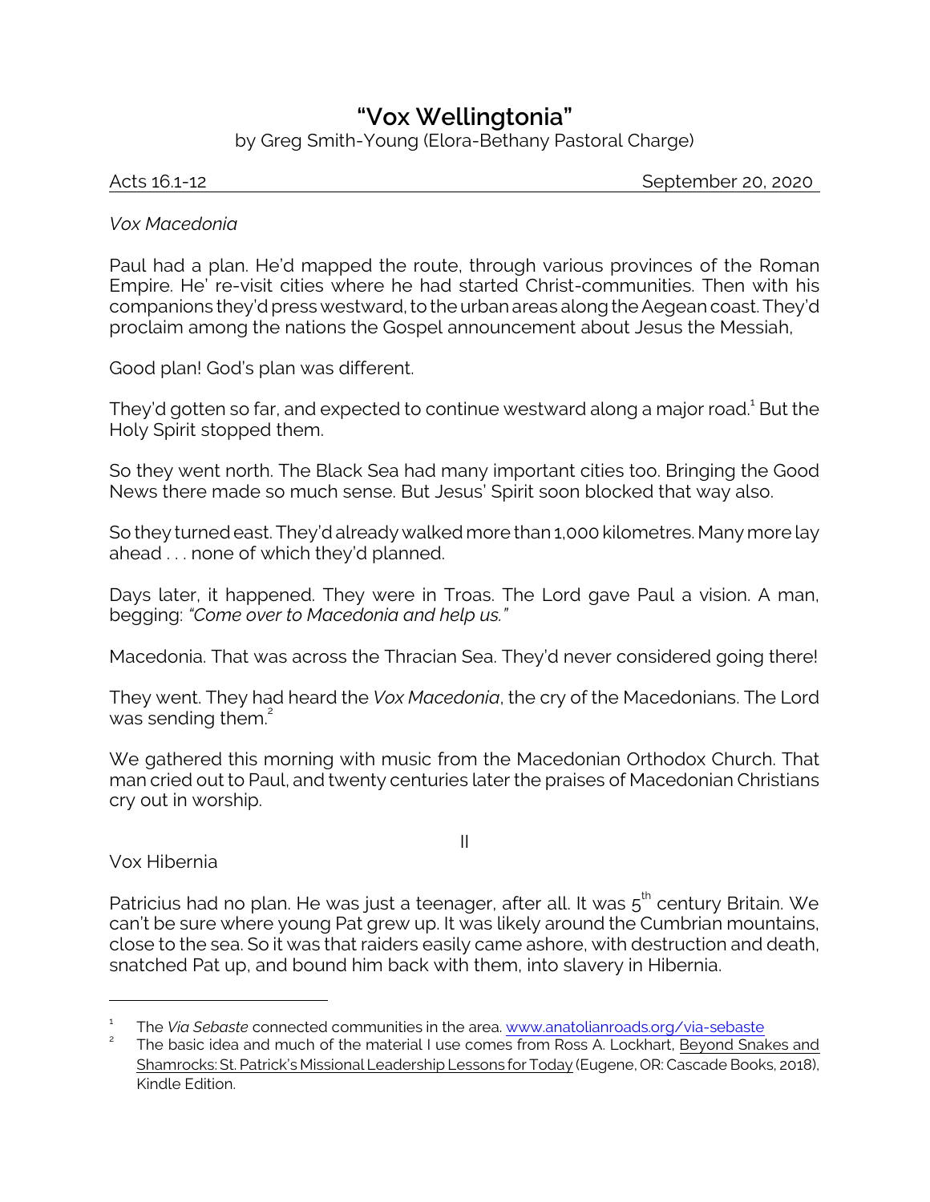# "Vox Wellingtonia"

by Greg Smith-Young (Elora-Bethany Pastoral Charge)

Acts 16.1-12 September 20, 2020

*Vox Macedonia*

Paul had a plan. He'd mapped the route, through various provinces of the Roman Empire. He' re-visit cities where he had started Christ-communities. Then with his companions they'd press westward, to the urban areas along the Aegean coast. They'd proclaim among the nations the Gospel announcement about Jesus the Messiah,

Good plan! God's plan was different.

They'd gotten so far, and expected to continue westward along a major road.[1] But the Holy Spirit stopped them.

So they went north. The Black Sea had many important cities too. Bringing the Good News there made so much sense. But Jesus' Spirit soon blocked that way also.

So they turned east. They'd already walked more than 1,000 kilometres. Many more lay ahead . . . none of which they'd planned.

Days later, it happened. They were in Troas. The Lord gave Paul a vision. A man, begging: *"Come over to Macedonia and help us."*

Macedonia. That was across the Thracian Sea. They'd never considered going there!

They went. They had heard the *Vox Macedonia*, the cry of the Macedonians. The Lord was sending them.[2]

We gathered this morning with music from the Macedonian Orthodox Church. That man cried out to Paul, and twenty centuries later the praises of Macedonian Christians cry out in worship.

II

Vox Hibernia

Patricius had no plan. He was just a teenager, after all. It was $5^{th}$ century Britain. We can't be sure where young Pat grew up. It was likely around the Cumbrian mountains, close to the sea. So it was that raiders easily came ashore, with destruction and death, snatched Pat up, and bound him back with them, into slavery in Hibernia.

---

[1] The *Via Sebaste* connected communities in the area. www.anatolianroads.org/via-sebaste

[2] The basic idea and much of the material I use comes from Ross A. Lockhart, Beyond Snakes and Shamrocks: St. Patrick's Missional Leadership Lessons for Today (Eugene, OR: Cascade Books, 2018), Kindle Edition.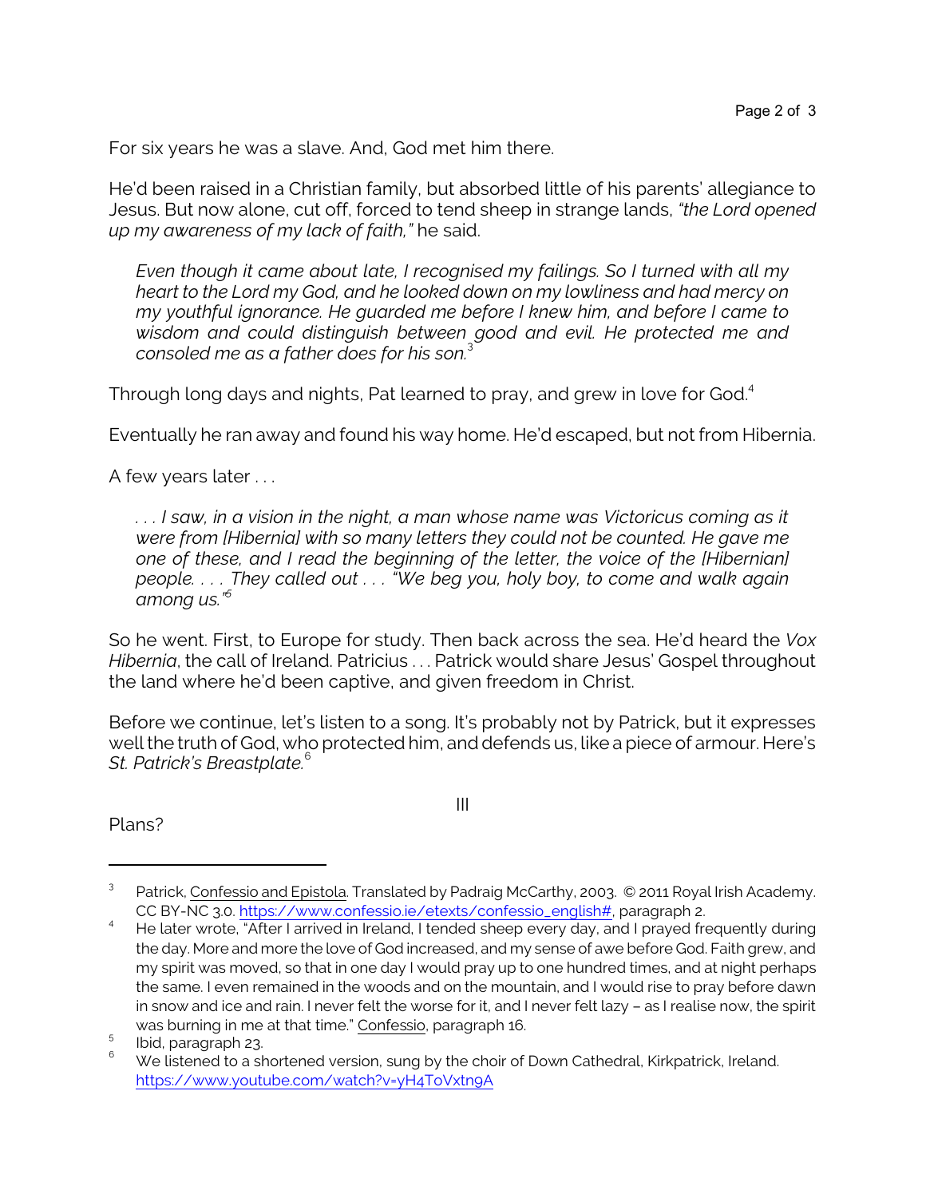For six years he was a slave. And, God met him there.

He'd been raised in a Christian family, but absorbed little of his parents' allegiance to Jesus. But now alone, cut off, forced to tend sheep in strange lands, *"the Lord opened up my awareness of my lack of faith,"* he said.

> *Even though it came about late, I recognised my failings. So I turned with all my heart to the Lord my God, and he looked down on my lowliness and had mercy on my youthful ignorance. He guarded me before I knew him, and before I came to wisdom and could distinguish between good and evil. He protected me and consoled me as a father does for his son.*[3]

Through long days and nights, Pat learned to pray, and grew in love for God.[4]

Eventually he ran away and found his way home. He'd escaped, but not from Hibernia.

A few years later . . .

> *. . . I saw, in a vision in the night, a man whose name was Victoricus coming as it were from [Hibernia] with so many letters they could not be counted. He gave me one of these, and I read the beginning of the letter, the voice of the [Hibernian] people. . . . They called out . . . "We beg you, holy boy, to come and walk again among us."*[5]

So he went. First, to Europe for study. Then back across the sea. He'd heard the *Vox Hibernia*, the call of Ireland. Patricius . . . Patrick would share Jesus' Gospel throughout the land where he'd been captive, and given freedom in Christ.

Before we continue, let's listen to a song. It's probably not by Patrick, but it expresses well the truth of God, who protected him, and defends us, like a piece of armour. Here's *St. Patrick's Breastplate.*[6]

III

Plans?

---

[3] Patrick, Confessio and Epistola. Translated by Padraig McCarthy, 2003. © 2011 Royal Irish Academy. CC BY-NC 3.0. https://www.confessio.ie/etexts/confessio_english#, paragraph 2.

[4] He later wrote, "After I arrived in Ireland, I tended sheep every day, and I prayed frequently during the day. More and more the love of God increased, and my sense of awe before God. Faith grew, and my spirit was moved, so that in one day I would pray up to one hundred times, and at night perhaps the same. I even remained in the woods and on the mountain, and I would rise to pray before dawn in snow and ice and rain. I never felt the worse for it, and I never felt lazy – as I realise now, the spirit was burning in me at that time." Confessio, paragraph 16.

[5] Ibid, paragraph 23.

[6] We listened to a shortened version, sung by the choir of Down Cathedral, Kirkpatrick, Ireland. https://www.youtube.com/watch?v=yH4ToVxtn9A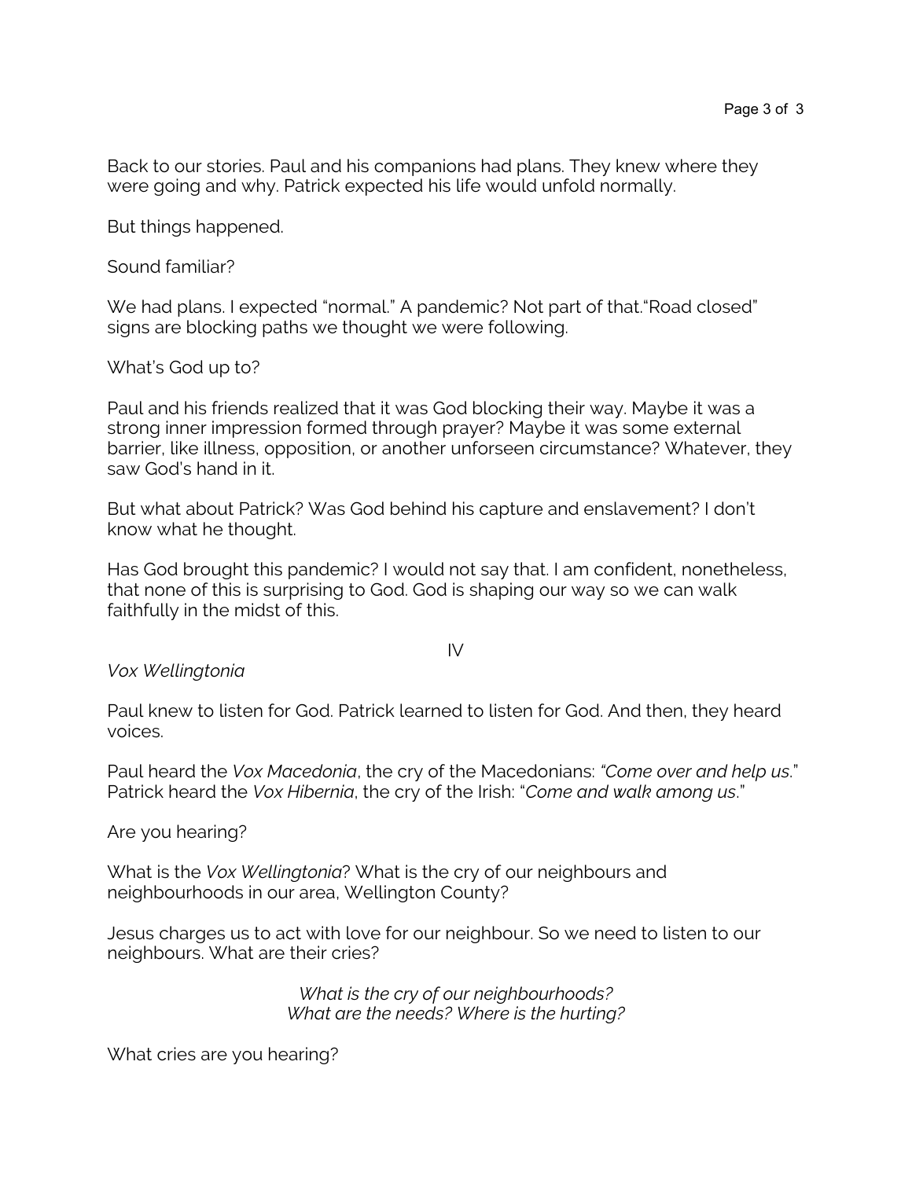Back to our stories. Paul and his companions had plans. They knew where they were going and why. Patrick expected his life would unfold normally.

But things happened.

Sound familiar?

We had plans. I expected "normal." A pandemic? Not part of that."Road closed" signs are blocking paths we thought we were following.

What's God up to?

Paul and his friends realized that it was God blocking their way. Maybe it was a strong inner impression formed through prayer? Maybe it was some external barrier, like illness, opposition, or another unforseen circumstance? Whatever, they saw God's hand in it.

But what about Patrick? Was God behind his capture and enslavement? I don't know what he thought.

Has God brought this pandemic? I would not say that. I am confident, nonetheless, that none of this is surprising to God. God is shaping our way so we can walk faithfully in the midst of this.

## IV

*Vox Wellingtonia*

Paul knew to listen for God. Patrick learned to listen for God. And then, they heard voices.

Paul heard the *Vox Macedonia*, the cry of the Macedonians: *"Come over and help us*."
Patrick heard the *Vox Hibernia*, the cry of the Irish: "*Come and walk among us*."

Are you hearing?

What is the *Vox Wellingtonia*? What is the cry of our neighbours and neighbourhoods in our area, Wellington County?

Jesus charges us to act with love for our neighbour. So we need to listen to our neighbours. What are their cries?

*What is the cry of our neighbourhoods?*
*What are the needs? Where is the hurting?*

What cries are you hearing?